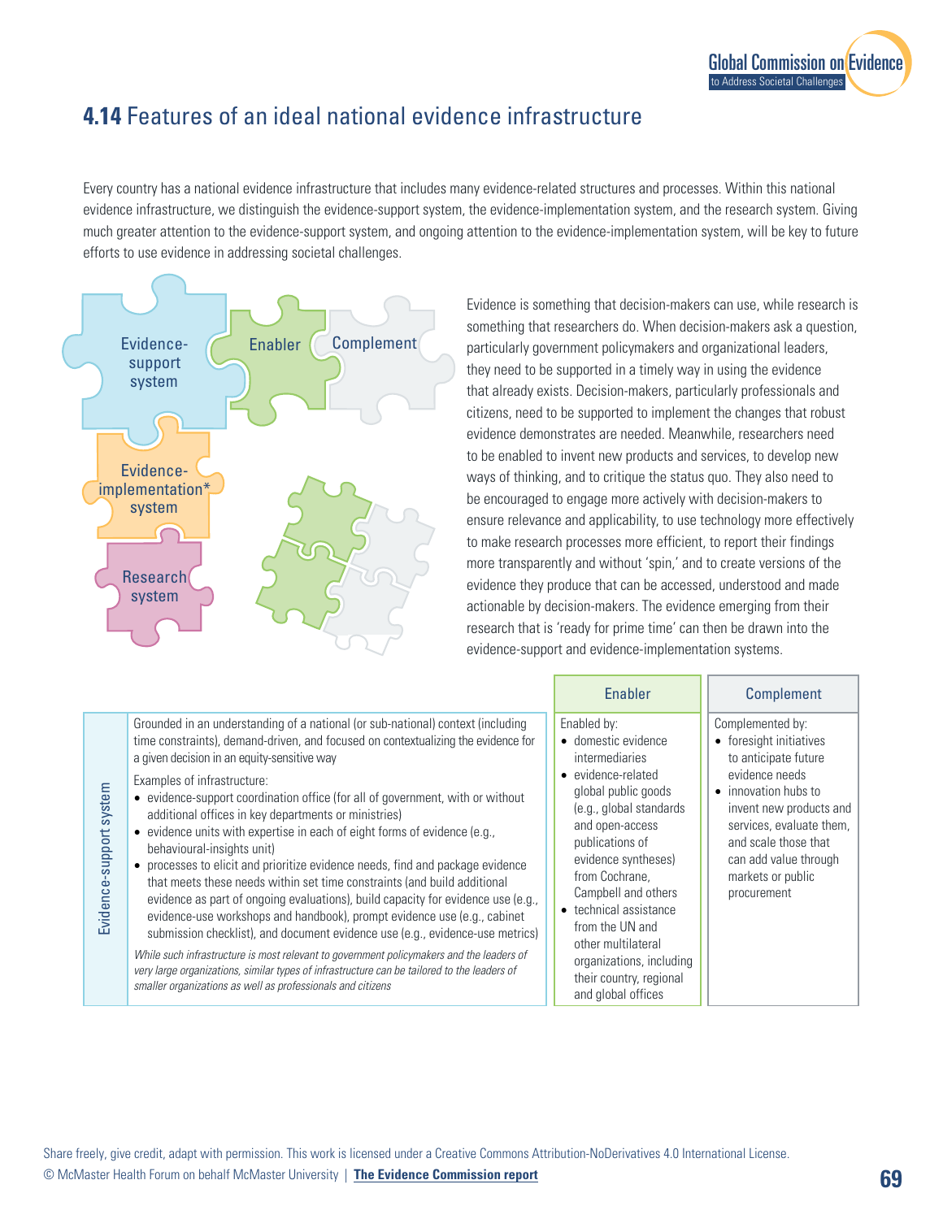# 4.14 Features of an ideal national evidence infrastructure

Every country has a national evidence infrastructure that includes many evidence-related structures and processes. Within this national evidence infrastructure, we distinguish the evidence-support system, the evidence-implementation system, and the research system. Giving much greater attention to the evidence-support system, and ongoing attention to the evidence-implementation system, will be key to future efforts to use evidence in addressing societal challenges.

Evidence-support system

Enabler

Complement

Evidence-implementation* system

Research system

Evidence is something that decision-makers can use, while research is something that researchers do. When decision-makers ask a question, particularly government policymakers and organizational leaders, they need to be supported in a timely way in using the evidence that already exists. Decision-makers, particularly professionals and citizens, need to be supported to implement the changes that robust evidence demonstrates are needed. Meanwhile, researchers need to be enabled to invent new products and services, to develop new ways of thinking, and to critique the status quo. They also need to be encouraged to engage more actively with decision-makers to ensure relevance and applicability, to use technology more effectively to make research processes more efficient, to report their findings more transparently and without 'spin,' and to create versions of the evidence they produce that can be accessed, understood and made actionable by decision-makers. The evidence emerging from their research that is 'ready for prime time' can then be drawn into the evidence-support and evidence-implementation systems.

| | | Enabler | Complement |
|---|---|---|---|
| Evidence-support system | Grounded in an understanding of a national (or sub-national) context (including time constraints), demand-driven, and focused on contextualizing the evidence for a given decision in an equity-sensitive way<br><br>Examples of infrastructure:<br>• evidence-support coordination office (for all of government, with or without additional offices in key departments or ministries)<br>• evidence units with expertise in each of eight forms of evidence (e.g., behavioural-insights unit)<br>• processes to elicit and prioritize evidence needs, find and package evidence that meets these needs within set time constraints (and build additional evidence as part of ongoing evaluations), build capacity for evidence use (e.g., evidence-use workshops and handbook), prompt evidence use (e.g., cabinet submission checklist), and document evidence use (e.g., evidence-use metrics)<br><br>*While such infrastructure is most relevant to government policymakers and the leaders of very large organizations, similar types of infrastructure can be tailored to the leaders of smaller organizations as well as professionals and citizens* | Enabled by:<br>• domestic evidence intermediaries<br>• evidence-related global public goods (e.g., global standards and open-access publications of evidence syntheses) from Cochrane, Campbell and others<br>• technical assistance from the UN and other multilateral organizations, including their country, regional and global offices | Complemented by:<br>• foresight initiatives to anticipate future evidence needs<br>• innovation hubs to invent new products and services, evaluate them, and scale those that can add value through markets or public procurement |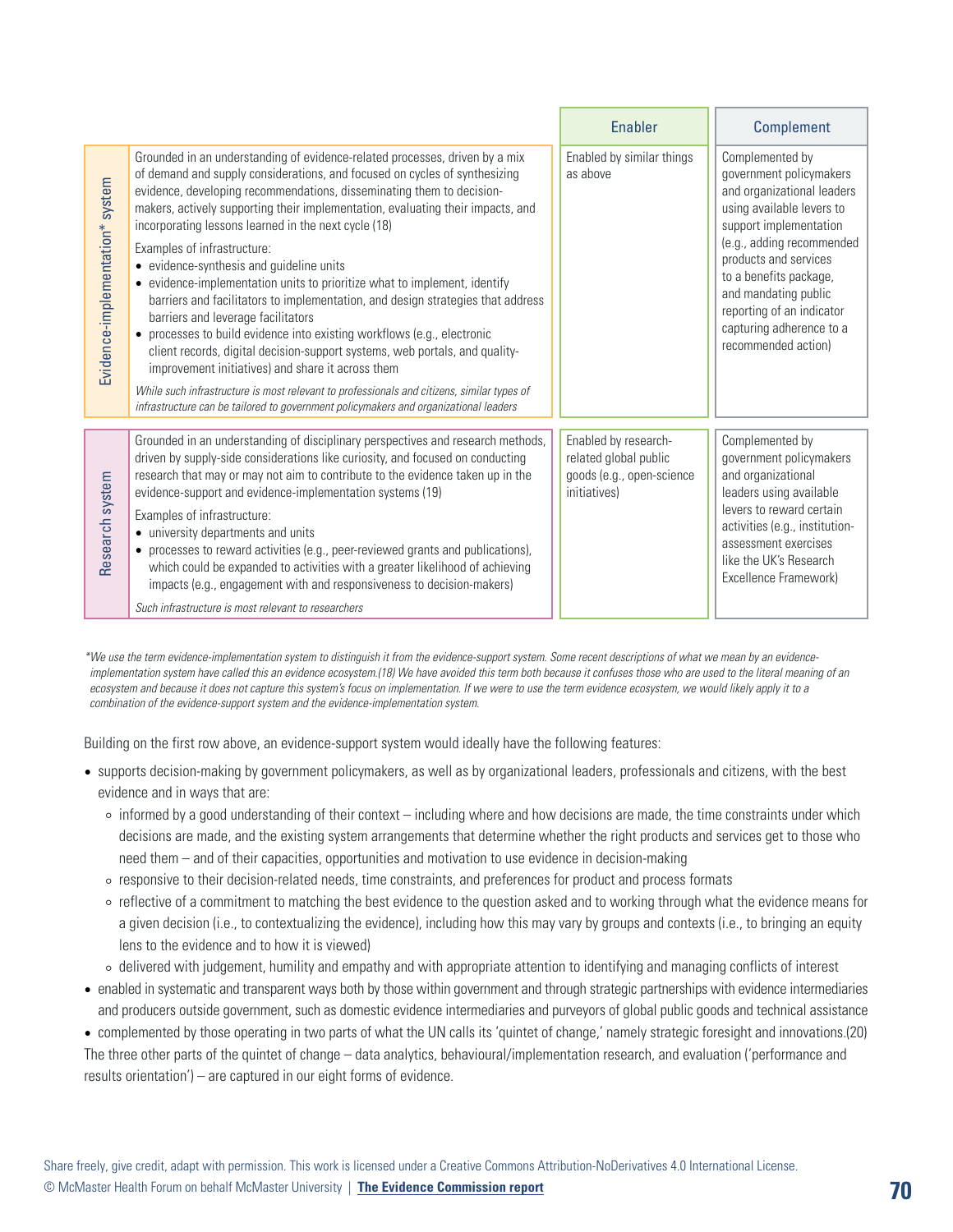| | | Enabler | Complement |
|---|---|---|---|
| Evidence-implementation* system | Grounded in an understanding of evidence-related processes, driven by a mix of demand and supply considerations, and focused on cycles of synthesizing evidence, developing recommendations, disseminating them to decision-makers, actively supporting their implementation, evaluating their impacts, and incorporating lessons learned in the next cycle (18)<br><br>Examples of infrastructure:<br>• evidence-synthesis and guideline units<br>• evidence-implementation units to prioritize what to implement, identify barriers and facilitators to implementation, and design strategies that address barriers and leverage facilitators<br>• processes to build evidence into existing workflows (e.g., electronic client records, digital decision-support systems, web portals, and quality-improvement initiatives) and share it across them<br><br>*While such infrastructure is most relevant to professionals and citizens, similar types of infrastructure can be tailored to government policymakers and organizational leaders* | Enabled by similar things as above | Complemented by government policymakers and organizational leaders using available levers to support implementation (e.g., adding recommended products and services to a benefits package, and mandating public reporting of an indicator capturing adherence to a recommended action) |
| Research system | Grounded in an understanding of disciplinary perspectives and research methods, driven by supply-side considerations like curiosity, and focused on conducting research that may or may not aim to contribute to the evidence taken up in the evidence-support and evidence-implementation systems (19)<br><br>Examples of infrastructure:<br>• university departments and units<br>• processes to reward activities (e.g., peer-reviewed grants and publications), which could be expanded to activities with a greater likelihood of achieving impacts (e.g., engagement with and responsiveness to decision-makers)<br><br>*Such infrastructure is most relevant to researchers* | Enabled by research-related global public goods (e.g., open-science initiatives) | Complemented by government policymakers and organizational leaders using available levers to reward certain activities (e.g., institution-assessment exercises like the UK's Research Excellence Framework) |

*\*We use the term evidence-implementation system to distinguish it from the evidence-support system. Some recent descriptions of what we mean by an evidence-implementation system have called this an evidence ecosystem.(18) We have avoided this term both because it confuses those who are used to the literal meaning of an ecosystem and because it does not capture this system's focus on implementation. If we were to use the term evidence ecosystem, we would likely apply it to a combination of the evidence-support system and the evidence-implementation system.*

Building on the first row above, an evidence-support system would ideally have the following features:

- supports decision-making by government policymakers, as well as by organizational leaders, professionals and citizens, with the best evidence and in ways that are:
  - informed by a good understanding of their context – including where and how decisions are made, the time constraints under which decisions are made, and the existing system arrangements that determine whether the right products and services get to those who need them – and of their capacities, opportunities and motivation to use evidence in decision-making
  - responsive to their decision-related needs, time constraints, and preferences for product and process formats
  - reflective of a commitment to matching the best evidence to the question asked and to working through what the evidence means for a given decision (i.e., to contextualizing the evidence), including how this may vary by groups and contexts (i.e., to bringing an equity lens to the evidence and to how it is viewed)
  - delivered with judgement, humility and empathy and with appropriate attention to identifying and managing conflicts of interest
- enabled in systematic and transparent ways both by those within government and through strategic partnerships with evidence intermediaries and producers outside government, such as domestic evidence intermediaries and purveyors of global public goods and technical assistance
- complemented by those operating in two parts of what the UN calls its 'quintet of change,' namely strategic foresight and innovations.(20)

The three other parts of the quintet of change – data analytics, behavioural/implementation research, and evaluation ('performance and results orientation') – are captured in our eight forms of evidence.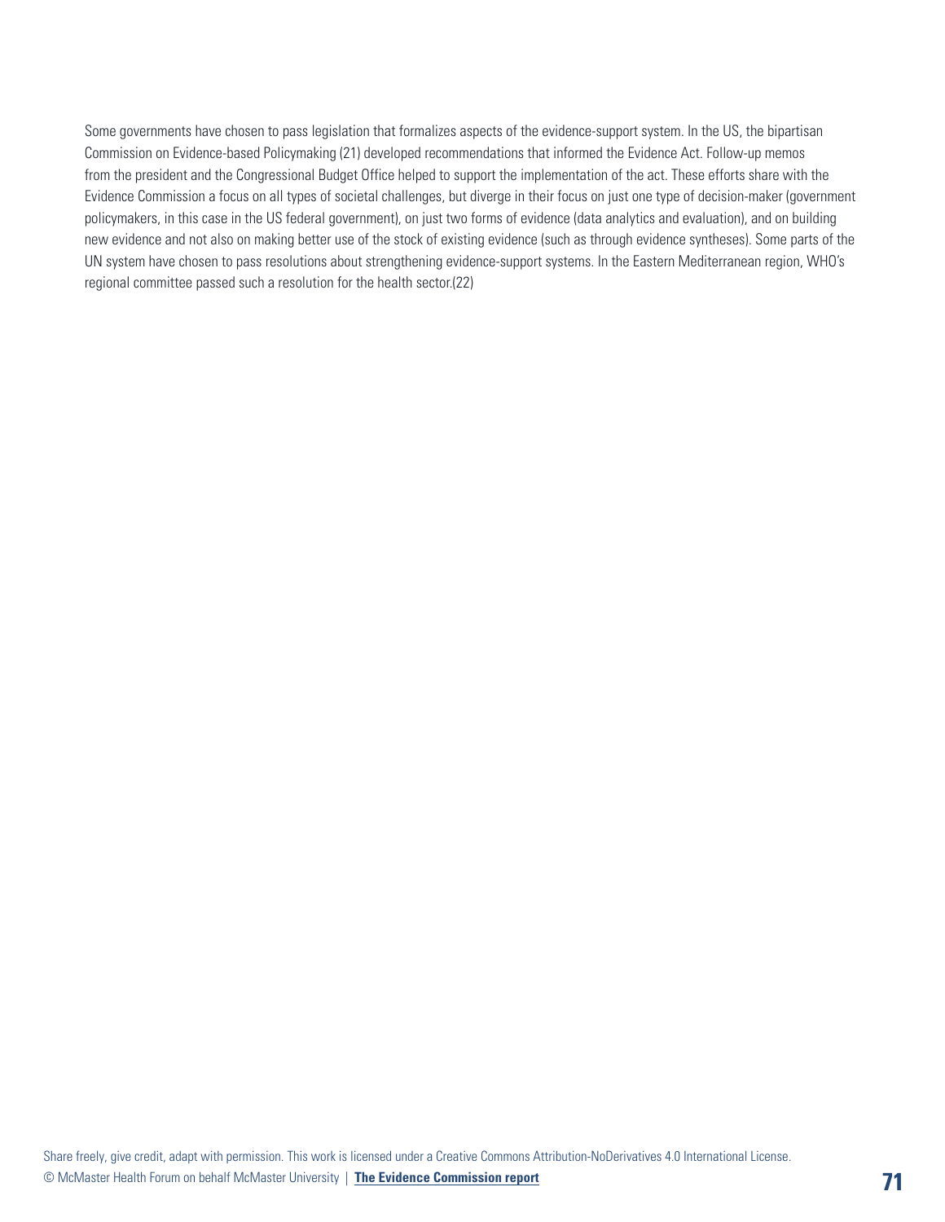Some governments have chosen to pass legislation that formalizes aspects of the evidence-support system. In the US, the bipartisan Commission on Evidence-based Policymaking (21) developed recommendations that informed the Evidence Act. Follow-up memos from the president and the Congressional Budget Office helped to support the implementation of the act. These efforts share with the Evidence Commission a focus on all types of societal challenges, but diverge in their focus on just one type of decision-maker (government policymakers, in this case in the US federal government), on just two forms of evidence (data analytics and evaluation), and on building new evidence and not also on making better use of the stock of existing evidence (such as through evidence syntheses). Some parts of the UN system have chosen to pass resolutions about strengthening evidence-support systems. In the Eastern Mediterranean region, WHO's regional committee passed such a resolution for the health sector.(22)